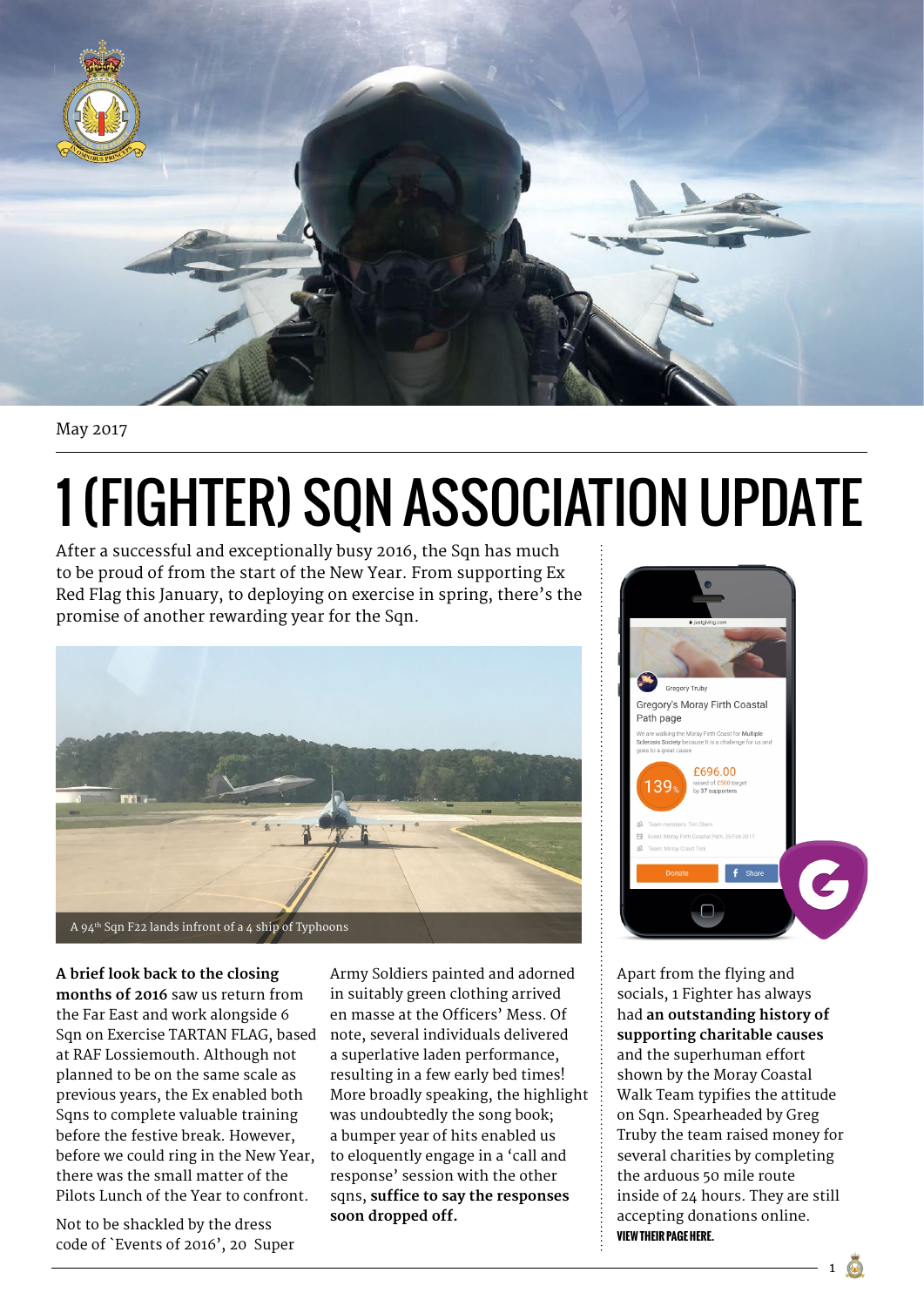May 2017

# 1 (FIGHTER) SQN ASSOCIATION UPDATE

After a successful and exceptionally busy 2016, the Sqn has much to be proud of from the start of the New Year. From supporting Ex Red Flag this January, to deploying on exercise in spring, there's the promise of another rewarding year for the Sqn.

A 94th Sqn F22 lands infront of a 4 ship of Typhoons

**A brief look back to the closing months of 2016** saw us return from the Far East and work alongside 6 Sqn on Exercise TARTAN FLAG, based at RAF Lossiemouth. Although not planned to be on the same scale as previous years, the Ex enabled both Sqns to complete valuable training before the festive break. However, before we could ring in the New Year, there was the small matter of the Pilots Lunch of the Year to confront.

Not to be shackled by the dress code of `Events of 2016', 20 Super Army Soldiers painted and adorned in suitably green clothing arrived en masse at the Officers' Mess. Of note, several individuals delivered a superlative laden performance, resulting in a few early bed times! More broadly speaking, the highlight was undoubtedly the song book; a bumper year of hits enabled us to eloquently engage in a 'call and response' session with the other sqns, **suffice to say the responses soon dropped off.**

Apart from the flying and socials, 1 Fighter has always had **an outstanding history of supporting charitable causes** and the superhuman effort shown by the Moray Coastal Walk Team typifies the attitude on Sqn. Spearheaded by Greg Truby the team raised money for several charities by completing the arduous 50 mile route inside of 24 hours. They are still accepting donations online. **VIEW THEIR PAGE HERE.**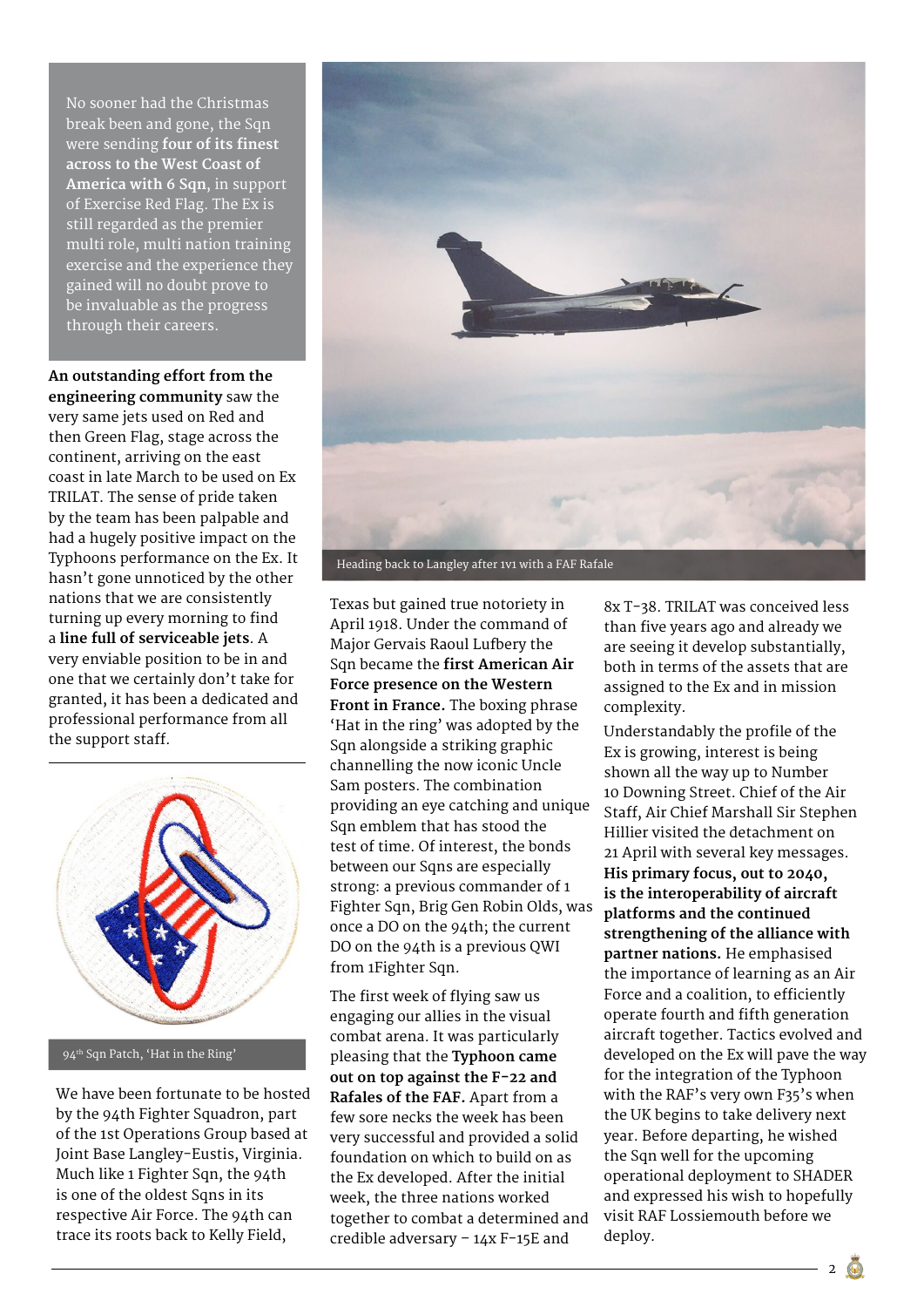No sooner had the Christmas break been and gone, the Sqn were sending **four of its finest across to the West Coast of America with 6 Sqn**, in support of Exercise Red Flag. The Ex is still regarded as the premier multi role, multi nation training exercise and the experience they gained will no doubt prove to be invaluable as the progress through their careers.

**An outstanding effort from the engineering community** saw the very same jets used on Red and then Green Flag, stage across the continent, arriving on the east coast in late March to be used on Ex TRILAT. The sense of pride taken by the team has been palpable and had a hugely positive impact on the Typhoons performance on the Ex. It hasn't gone unnoticed by the other nations that we are consistently turning up every morning to find a **line full of serviceable jets**. A very enviable position to be in and one that we certainly don't take for granted, it has been a dedicated and professional performance from all the support staff.

94th Sqn Patch, 'Hat in the Ring'

We have been fortunate to be hosted by the 94th Fighter Squadron, part of the 1st Operations Group based at Joint Base Langley-Eustis, Virginia. Much like 1 Fighter Sqn, the 94th is one of the oldest Sqns in its respective Air Force. The 94th can trace its roots back to Kelly Field, Texas but gained true notoriety in April 1918. Under the command of Major Gervais Raoul Lufbery the Sqn became the **first American Air Force presence on the Western Front in France.** The boxing phrase 'Hat in the ring' was adopted by the Sqn alongside a striking graphic channelling the now iconic Uncle Sam posters. The combination providing an eye catching and unique Sqn emblem that has stood the test of time. Of interest, the bonds between our Sqns are especially strong: a previous commander of 1 Fighter Sqn, Brig Gen Robin Olds, was once a DO on the 94th; the current DO on the 94th is a previous QWI from 1Fighter Sqn.

Heading back to Langley after 1v1 with a FAF Rafale

The first week of flying saw us engaging our allies in the visual combat arena. It was particularly pleasing that the **Typhoon came out on top against the F-22 and Rafales of the FAF.** Apart from a few sore necks the week has been very successful and provided a solid foundation on which to build on as the Ex developed. After the initial week, the three nations worked together to combat a determined and credible adversary – 14x F-15E and 8x T-38. TRILAT was conceived less than five years ago and already we are seeing it develop substantially, both in terms of the assets that are assigned to the Ex and in mission complexity.

Understandably the profile of the Ex is growing, interest is being shown all the way up to Number 10 Downing Street. Chief of the Air Staff, Air Chief Marshall Sir Stephen Hillier visited the detachment on 21 April with several key messages. **His primary focus, out to 2040, is the interoperability of aircraft platforms and the continued strengthening of the alliance with partner nations.** He emphasised the importance of learning as an Air Force and a coalition, to efficiently operate fourth and fifth generation aircraft together. Tactics evolved and developed on the Ex will pave the way for the integration of the Typhoon with the RAF's very own F35's when the UK begins to take delivery next year. Before departing, he wished the Sqn well for the upcoming operational deployment to SHADER and expressed his wish to hopefully visit RAF Lossiemouth before we deploy.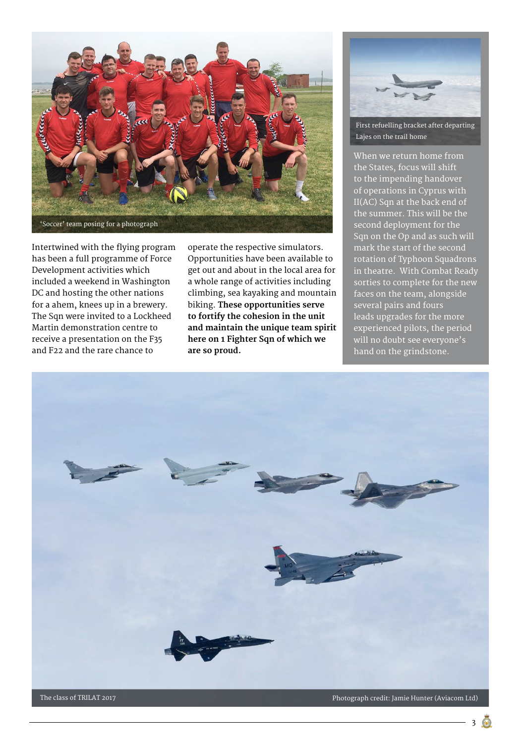'Soccer' team posing for a photograph

Intertwined with the flying program has been a full programme of Force Development activities which included a weekend in Washington DC and hosting the other nations for a ahem, knees up in a brewery. The Sqn were invited to a Lockheed Martin demonstration centre to receive a presentation on the F35 and F22 and the rare chance to operate the respective simulators. Opportunities have been available to get out and about in the local area for a whole range of activities including climbing, sea kayaking and mountain biking. **These opportunities serve to fortify the cohesion in the unit and maintain the unique team spirit here on 1 Fighter Sqn of which we are so proud.**

First refuelling bracket after departing Lajes on the trail home

When we return home from the States, focus will shift to the impending handover of operations in Cyprus with II(AC) Sqn at the back end of the summer. This will be the second deployment for the Sqn on the Op and as such will mark the start of the second rotation of Typhoon Squadrons in theatre. With Combat Ready sorties to complete for the new faces on the team, alongside several pairs and fours leads upgrades for the more experienced pilots, the period will no doubt see everyone's hand on the grindstone.

The class of TRILAT 2017

Photograph credit: Jamie Hunter (Aviacom Ltd)